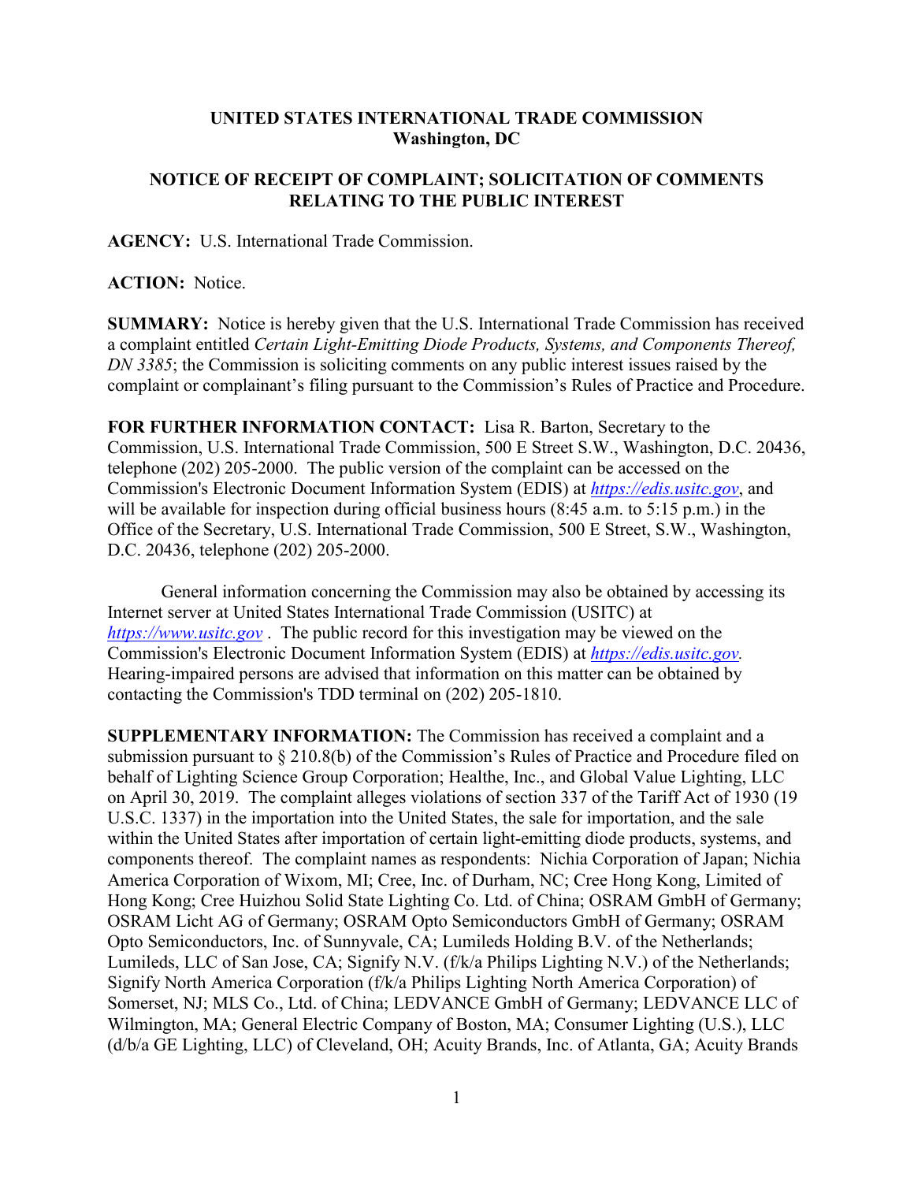**UNITED STATES INTERNATIONAL TRADE COMMISSION**
**Washington, DC**

**NOTICE OF RECEIPT OF COMPLAINT; SOLICITATION OF COMMENTS RELATING TO THE PUBLIC INTEREST**

**AGENCY:** U.S. International Trade Commission.

**ACTION:** Notice.

**SUMMARY:** Notice is hereby given that the U.S. International Trade Commission has received a complaint entitled *Certain Light-Emitting Diode Products, Systems, and Components Thereof, DN 3385*; the Commission is soliciting comments on any public interest issues raised by the complaint or complainant's filing pursuant to the Commission's Rules of Practice and Procedure.

**FOR FURTHER INFORMATION CONTACT:** Lisa R. Barton, Secretary to the Commission, U.S. International Trade Commission, 500 E Street S.W., Washington, D.C. 20436, telephone (202) 205-2000. The public version of the complaint can be accessed on the Commission's Electronic Document Information System (EDIS) at *https://edis.usitc.gov*, and will be available for inspection during official business hours (8:45 a.m. to 5:15 p.m.) in the Office of the Secretary, U.S. International Trade Commission, 500 E Street, S.W., Washington, D.C. 20436, telephone (202) 205-2000.

General information concerning the Commission may also be obtained by accessing its Internet server at United States International Trade Commission (USITC) at *https://www.usitc.gov* . The public record for this investigation may be viewed on the Commission's Electronic Document Information System (EDIS) at *https://edis.usitc.gov.* Hearing-impaired persons are advised that information on this matter can be obtained by contacting the Commission's TDD terminal on (202) 205-1810.

**SUPPLEMENTARY INFORMATION:** The Commission has received a complaint and a submission pursuant to § 210.8(b) of the Commission's Rules of Practice and Procedure filed on behalf of Lighting Science Group Corporation; Healthe, Inc., and Global Value Lighting, LLC on April 30, 2019. The complaint alleges violations of section 337 of the Tariff Act of 1930 (19 U.S.C. 1337) in the importation into the United States, the sale for importation, and the sale within the United States after importation of certain light-emitting diode products, systems, and components thereof. The complaint names as respondents: Nichia Corporation of Japan; Nichia America Corporation of Wixom, MI; Cree, Inc. of Durham, NC; Cree Hong Kong, Limited of Hong Kong; Cree Huizhou Solid State Lighting Co. Ltd. of China; OSRAM GmbH of Germany; OSRAM Licht AG of Germany; OSRAM Opto Semiconductors GmbH of Germany; OSRAM Opto Semiconductors, Inc. of Sunnyvale, CA; Lumileds Holding B.V. of the Netherlands; Lumileds, LLC of San Jose, CA; Signify N.V. (f/k/a Philips Lighting N.V.) of the Netherlands; Signify North America Corporation (f/k/a Philips Lighting North America Corporation) of Somerset, NJ; MLS Co., Ltd. of China; LEDVANCE GmbH of Germany; LEDVANCE LLC of Wilmington, MA; General Electric Company of Boston, MA; Consumer Lighting (U.S.), LLC (d/b/a GE Lighting, LLC) of Cleveland, OH; Acuity Brands, Inc. of Atlanta, GA; Acuity Brands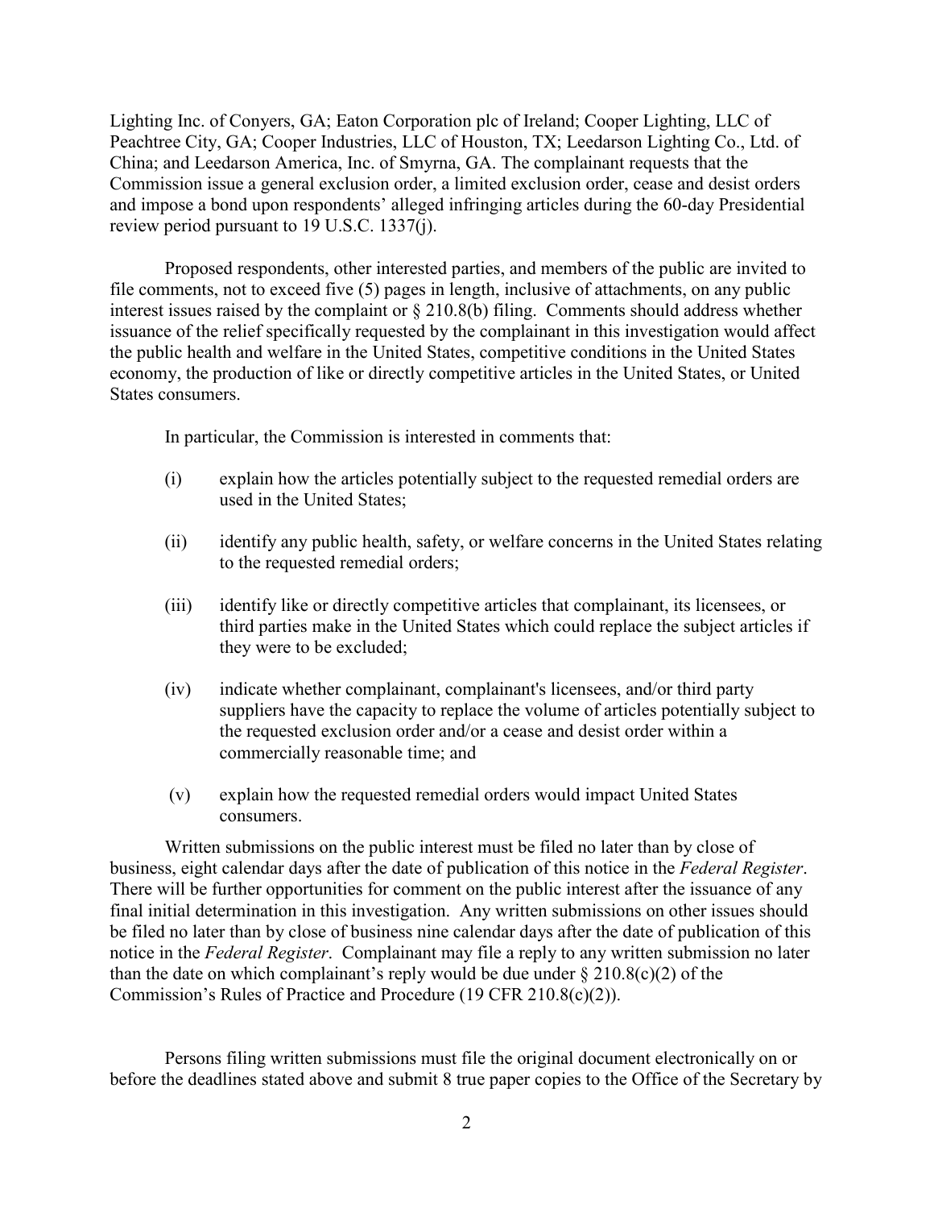Lighting Inc. of Conyers, GA; Eaton Corporation plc of Ireland; Cooper Lighting, LLC of Peachtree City, GA; Cooper Industries, LLC of Houston, TX; Leedarson Lighting Co., Ltd. of China; and Leedarson America, Inc. of Smyrna, GA. The complainant requests that the Commission issue a general exclusion order, a limited exclusion order, cease and desist orders and impose a bond upon respondents' alleged infringing articles during the 60-day Presidential review period pursuant to 19 U.S.C. 1337(j).

Proposed respondents, other interested parties, and members of the public are invited to file comments, not to exceed five (5) pages in length, inclusive of attachments, on any public interest issues raised by the complaint or § 210.8(b) filing. Comments should address whether issuance of the relief specifically requested by the complainant in this investigation would affect the public health and welfare in the United States, competitive conditions in the United States economy, the production of like or directly competitive articles in the United States, or United States consumers.

In particular, the Commission is interested in comments that:

(i) explain how the articles potentially subject to the requested remedial orders are used in the United States;

(ii) identify any public health, safety, or welfare concerns in the United States relating to the requested remedial orders;

(iii) identify like or directly competitive articles that complainant, its licensees, or third parties make in the United States which could replace the subject articles if they were to be excluded;

(iv) indicate whether complainant, complainant's licensees, and/or third party suppliers have the capacity to replace the volume of articles potentially subject to the requested exclusion order and/or a cease and desist order within a commercially reasonable time; and

(v) explain how the requested remedial orders would impact United States consumers.

Written submissions on the public interest must be filed no later than by close of business, eight calendar days after the date of publication of this notice in the *Federal Register*. There will be further opportunities for comment on the public interest after the issuance of any final initial determination in this investigation. Any written submissions on other issues should be filed no later than by close of business nine calendar days after the date of publication of this notice in the *Federal Register*. Complainant may file a reply to any written submission no later than the date on which complainant's reply would be due under § 210.8(c)(2) of the Commission's Rules of Practice and Procedure (19 CFR 210.8(c)(2)).

Persons filing written submissions must file the original document electronically on or before the deadlines stated above and submit 8 true paper copies to the Office of the Secretary by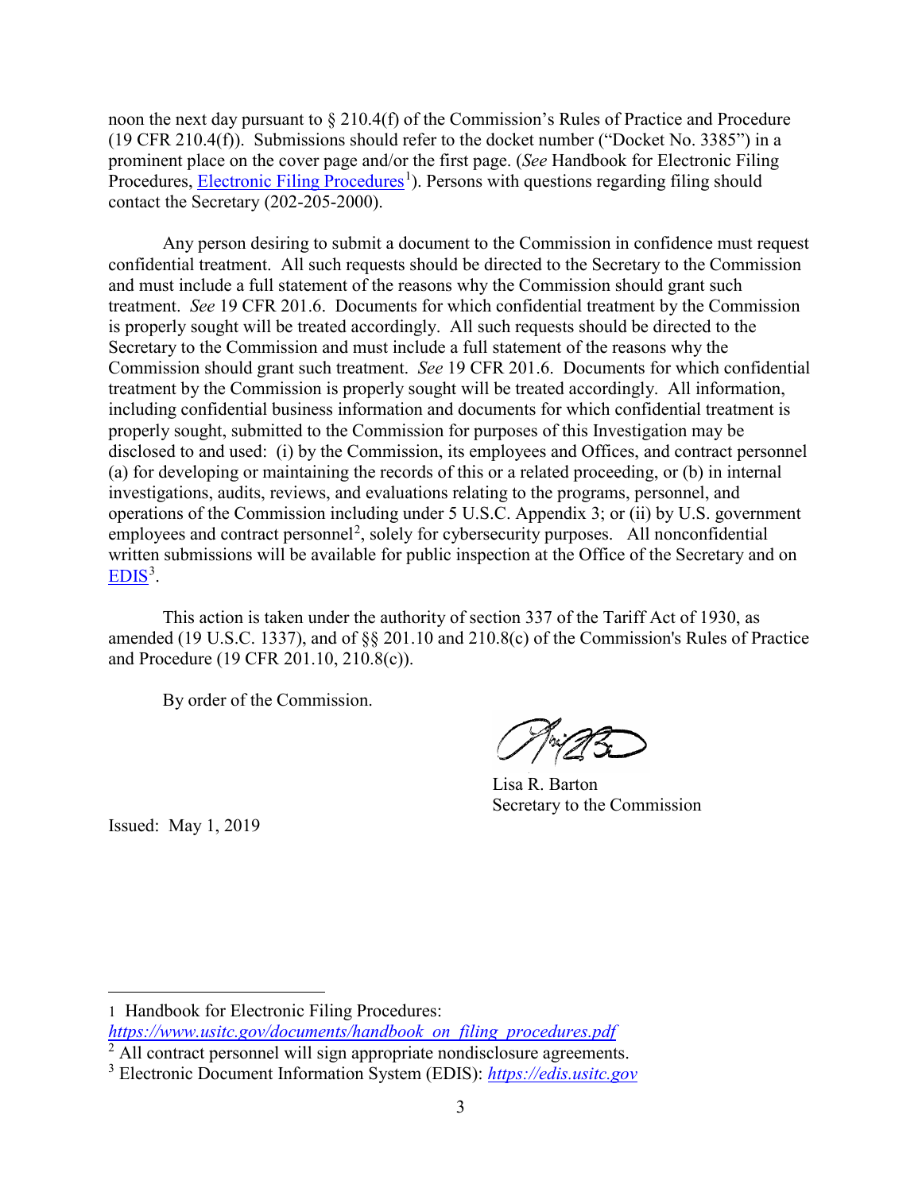noon the next day pursuant to § 210.4(f) of the Commission's Rules of Practice and Procedure (19 CFR 210.4(f)). Submissions should refer to the docket number ("Docket No. 3385") in a prominent place on the cover page and/or the first page. (*See* Handbook for Electronic Filing Procedures, Electronic Filing Procedures[1]). Persons with questions regarding filing should contact the Secretary (202-205-2000).

Any person desiring to submit a document to the Commission in confidence must request confidential treatment. All such requests should be directed to the Secretary to the Commission and must include a full statement of the reasons why the Commission should grant such treatment. *See* 19 CFR 201.6. Documents for which confidential treatment by the Commission is properly sought will be treated accordingly. All such requests should be directed to the Secretary to the Commission and must include a full statement of the reasons why the Commission should grant such treatment. *See* 19 CFR 201.6. Documents for which confidential treatment by the Commission is properly sought will be treated accordingly. All information, including confidential business information and documents for which confidential treatment is properly sought, submitted to the Commission for purposes of this Investigation may be disclosed to and used: (i) by the Commission, its employees and Offices, and contract personnel (a) for developing or maintaining the records of this or a related proceeding, or (b) in internal investigations, audits, reviews, and evaluations relating to the programs, personnel, and operations of the Commission including under 5 U.S.C. Appendix 3; or (ii) by U.S. government employees and contract personnel[2], solely for cybersecurity purposes. All nonconfidential written submissions will be available for public inspection at the Office of the Secretary and on EDIS[3].

This action is taken under the authority of section 337 of the Tariff Act of 1930, as amended (19 U.S.C. 1337), and of §§ 201.10 and 210.8(c) of the Commission's Rules of Practice and Procedure (19 CFR 201.10, 210.8(c)).

By order of the Commission.

Lisa R. Barton
Secretary to the Commission

Issued: May 1, 2019

---

1 Handbook for Electronic Filing Procedures: *https://www.usitc.gov/documents/handbook_on_filing_procedures.pdf*

2 All contract personnel will sign appropriate nondisclosure agreements.

3 Electronic Document Information System (EDIS): *https://edis.usitc.gov*